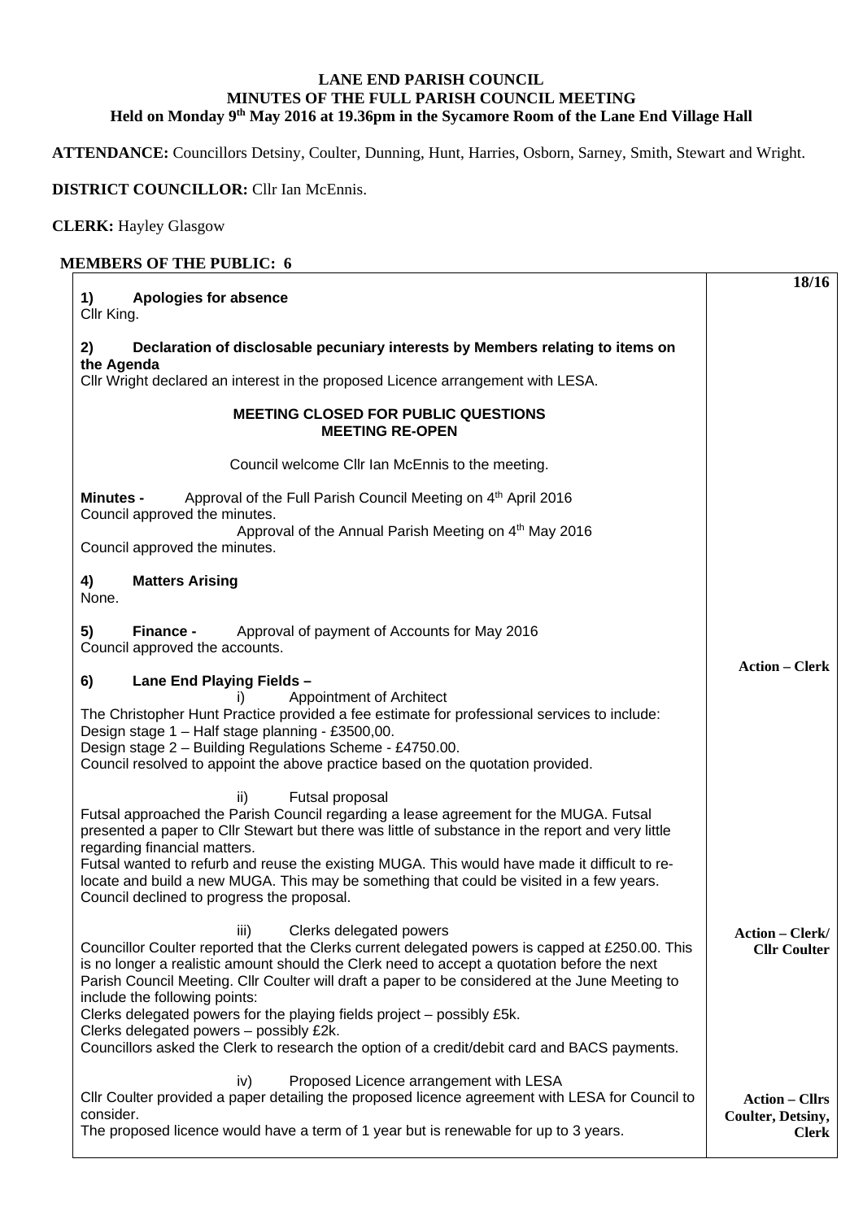**LANE END PARISH COUNCIL**
**MINUTES OF THE FULL PARISH COUNCIL MEETING**
**Held on Monday 9th May 2016 at 19.36pm in the Sycamore Room of the Lane End Village Hall**

**ATTENDANCE:** Councillors Detsiny, Coulter, Dunning, Hunt, Harries, Osborn, Sarney, Smith, Stewart and Wright.

**DISTRICT COUNCILLOR:** Cllr Ian McEnnis.

**CLERK:** Hayley Glasgow

**MEMBERS OF THE PUBLIC: 6**

| | **18/16** |
|---|---|
| **1) Apologies for absence**<br>Cllr King. | |
| **2) Declaration of disclosable pecuniary interests by Members relating to items on the Agenda**<br>Cllr Wright declared an interest in the proposed Licence arrangement with LESA. | |
| **MEETING CLOSED FOR PUBLIC QUESTIONS**<br>**MEETING RE-OPEN** | |
| Council welcome Cllr Ian McEnnis to the meeting. | |
| **Minutes -** Approval of the Full Parish Council Meeting on 4th April 2016<br>Council approved the minutes.<br>Approval of the Annual Parish Meeting on 4th May 2016<br>Council approved the minutes. | |
| **4) Matters Arising**<br>None. | |
| **5) Finance -** Approval of payment of Accounts for May 2016<br>Council approved the accounts. | **Action – Clerk** |
| **6) Lane End Playing Fields –**<br>i) Appointment of Architect<br>The Christopher Hunt Practice provided a fee estimate for professional services to include:<br>Design stage 1 – Half stage planning - £3500,00.<br>Design stage 2 – Building Regulations Scheme - £4750.00.<br>Council resolved to appoint the above practice based on the quotation provided. | |
| ii) Futsal proposal<br>Futsal approached the Parish Council regarding a lease agreement for the MUGA. Futsal presented a paper to Cllr Stewart but there was little of substance in the report and very little regarding financial matters.<br>Futsal wanted to refurb and reuse the existing MUGA. This would have made it difficult to re-locate and build a new MUGA. This may be something that could be visited in a few years.<br>Council declined to progress the proposal. | |
| iii) Clerks delegated powers<br>Councillor Coulter reported that the Clerks current delegated powers is capped at £250.00. This is no longer a realistic amount should the Clerk need to accept a quotation before the next Parish Council Meeting. Cllr Coulter will draft a paper to be considered at the June Meeting to include the following points:<br>Clerks delegated powers for the playing fields project – possibly £5k.<br>Clerks delegated powers – possibly £2k.<br>Councillors asked the Clerk to research the option of a credit/debit card and BACS payments. | **Action – Clerk/ Cllr Coulter** |
| iv) Proposed Licence arrangement with LESA<br>Cllr Coulter provided a paper detailing the proposed licence agreement with LESA for Council to consider.<br>The proposed licence would have a term of 1 year but is renewable for up to 3 years. | **Action – Cllrs Coulter, Detsiny, Clerk** |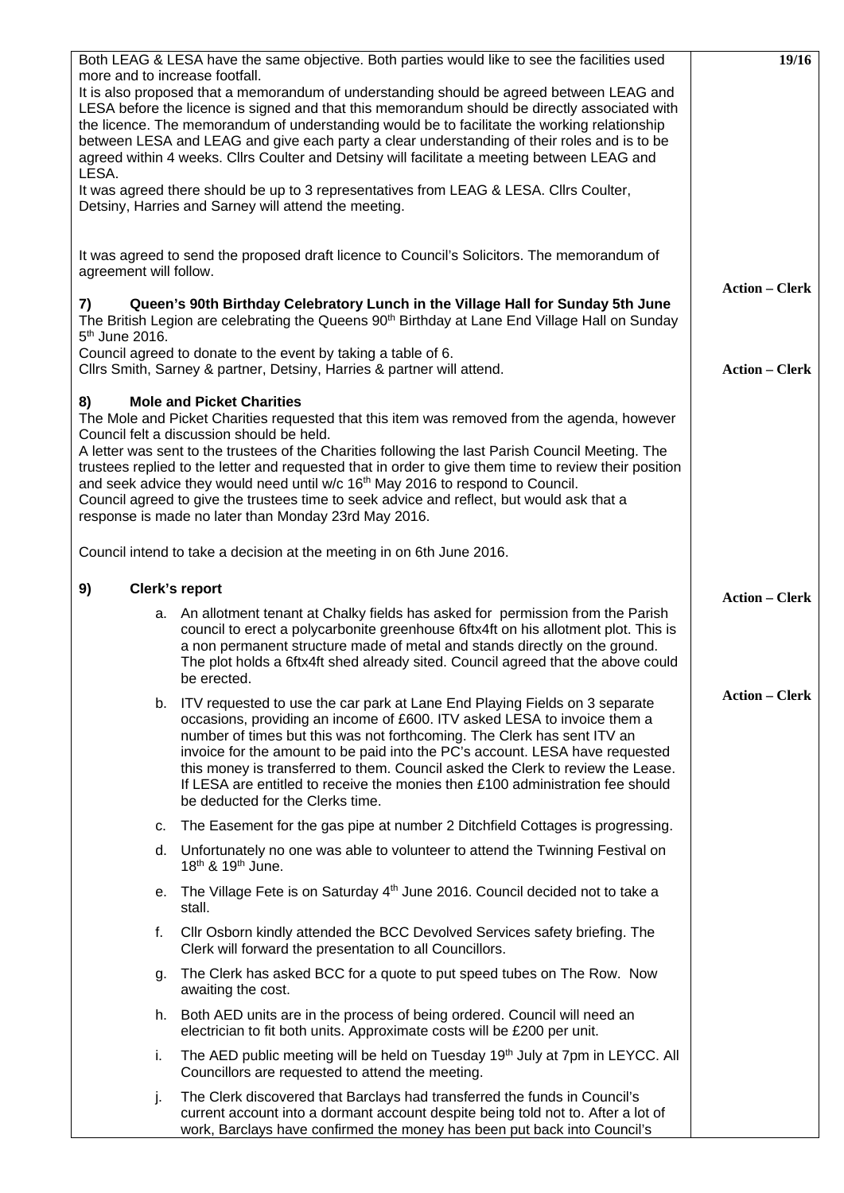Both LEAG & LESA have the same objective. Both parties would like to see the facilities used more and to increase footfall.

It is also proposed that a memorandum of understanding should be agreed between LEAG and LESA before the licence is signed and that this memorandum should be directly associated with the licence. The memorandum of understanding would be to facilitate the working relationship between LESA and LEAG and give each party a clear understanding of their roles and is to be agreed within 4 weeks. Cllrs Coulter and Detsiny will facilitate a meeting between LEAG and LESA.

It was agreed there should be up to 3 representatives from LEAG & LESA. Cllrs Coulter, Detsiny, Harries and Sarney will attend the meeting.

It was agreed to send the proposed draft licence to Council's Solicitors. The memorandum of agreement will follow.

**Action – Clerk**

### 7) Queen's 90th Birthday Celebratory Lunch in the Village Hall for Sunday 5th June

The British Legion are celebrating the Queens 90th Birthday at Lane End Village Hall on Sunday 5th June 2016.

Council agreed to donate to the event by taking a table of 6.

Cllrs Smith, Sarney & partner, Detsiny, Harries & partner will attend.

**Action – Clerk**

### 8) Mole and Picket Charities

The Mole and Picket Charities requested that this item was removed from the agenda, however Council felt a discussion should be held.

A letter was sent to the trustees of the Charities following the last Parish Council Meeting. The trustees replied to the letter and requested that in order to give them time to review their position and seek advice they would need until w/c 16th May 2016 to respond to Council.

Council agreed to give the trustees time to seek advice and reflect, but would ask that a response is made no later than Monday 23rd May 2016.

Council intend to take a decision at the meeting in on 6th June 2016.

**Action – Clerk**

### 9) Clerk's report

a. An allotment tenant at Chalky fields has asked for permission from the Parish council to erect a polycarbonite greenhouse 6ftx4ft on his allotment plot. This is a non permanent structure made of metal and stands directly on the ground. The plot holds a 6ftx4ft shed already sited. Council agreed that the above could be erected.

**Action – Clerk**

b. ITV requested to use the car park at Lane End Playing Fields on 3 separate occasions, providing an income of £600. ITV asked LESA to invoice them a number of times but this was not forthcoming. The Clerk has sent ITV an invoice for the amount to be paid into the PC's account. LESA have requested this money is transferred to them. Council asked the Clerk to review the Lease. If LESA are entitled to receive the monies then £100 administration fee should be deducted for the Clerks time.

c. The Easement for the gas pipe at number 2 Ditchfield Cottages is progressing.

d. Unfortunately no one was able to volunteer to attend the Twinning Festival on 18th & 19th June.

e. The Village Fete is on Saturday 4th June 2016. Council decided not to take a stall.

f. Cllr Osborn kindly attended the BCC Devolved Services safety briefing. The Clerk will forward the presentation to all Councillors.

g. The Clerk has asked BCC for a quote to put speed tubes on The Row. Now awaiting the cost.

h. Both AED units are in the process of being ordered. Council will need an electrician to fit both units. Approximate costs will be £200 per unit.

i. The AED public meeting will be held on Tuesday 19th July at 7pm in LEYCC. All Councillors are requested to attend the meeting.

j. The Clerk discovered that Barclays had transferred the funds in Council's current account into a dormant account despite being told not to. After a lot of work, Barclays have confirmed the money has been put back into Council's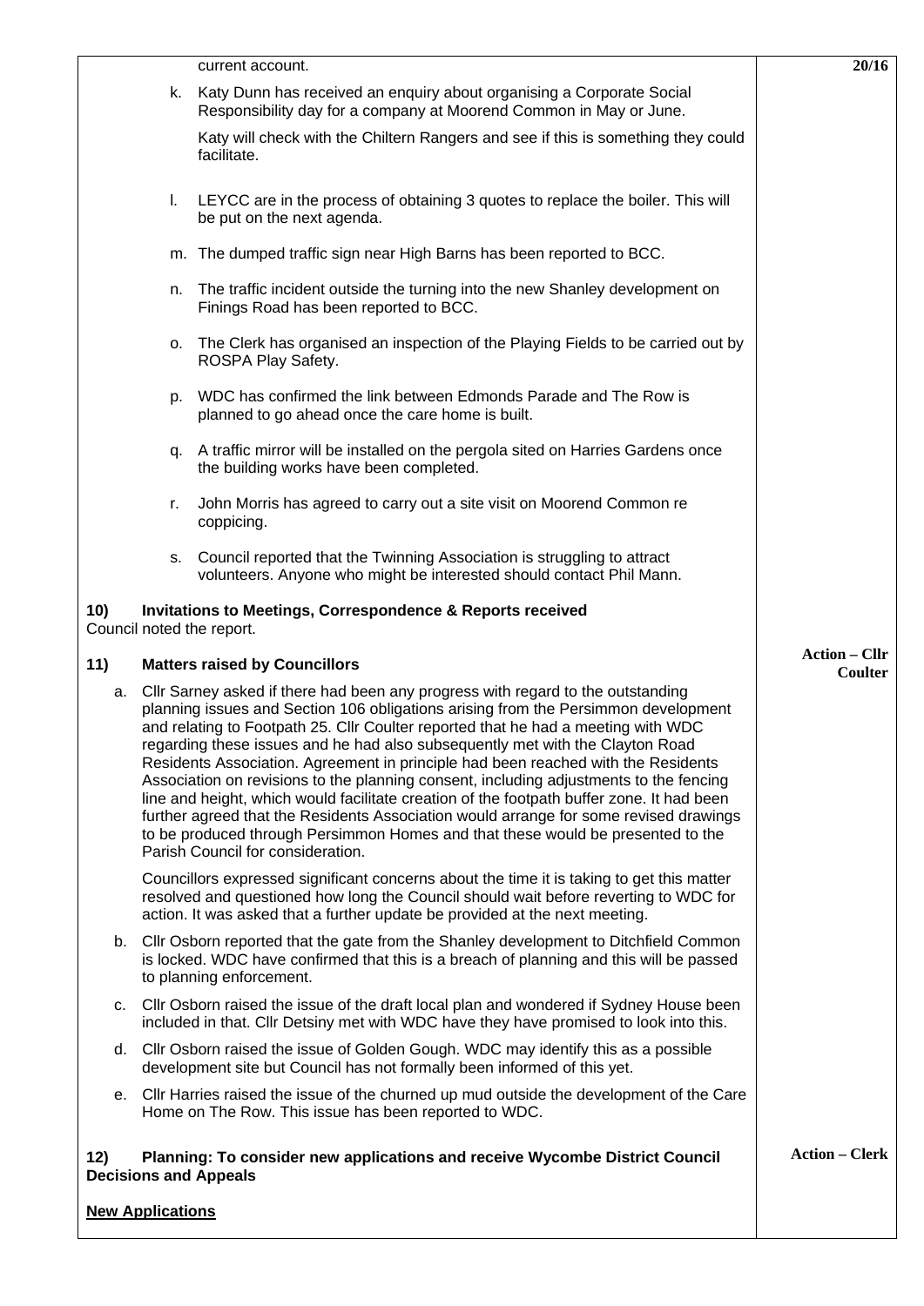current account.

k. Katy Dunn has received an enquiry about organising a Corporate Social Responsibility day for a company at Moorend Common in May or June.

   Katy will check with the Chiltern Rangers and see if this is something they could facilitate.

l. LEYCC are in the process of obtaining 3 quotes to replace the boiler. This will be put on the next agenda.

m. The dumped traffic sign near High Barns has been reported to BCC.

n. The traffic incident outside the turning into the new Shanley development on Finings Road has been reported to BCC.

o. The Clerk has organised an inspection of the Playing Fields to be carried out by ROSPA Play Safety.

p. WDC has confirmed the link between Edmonds Parade and The Row is planned to go ahead once the care home is built.

q. A traffic mirror will be installed on the pergola sited on Harries Gardens once the building works have been completed.

r. John Morris has agreed to carry out a site visit on Moorend Common re coppicing.

s. Council reported that the Twinning Association is struggling to attract volunteers. Anyone who might be interested should contact Phil Mann.

**10) Invitations to Meetings, Correspondence & Reports received**

Council noted the report.

**11) Matters raised by Councillors**

**Action – Cllr Coulter**

a. Cllr Sarney asked if there had been any progress with regard to the outstanding planning issues and Section 106 obligations arising from the Persimmon development and relating to Footpath 25. Cllr Coulter reported that he had a meeting with WDC regarding these issues and he had also subsequently met with the Clayton Road Residents Association. Agreement in principle had been reached with the Residents Association on revisions to the planning consent, including adjustments to the fencing line and height, which would facilitate creation of the footpath buffer zone. It had been further agreed that the Residents Association would arrange for some revised drawings to be produced through Persimmon Homes and that these would be presented to the Parish Council for consideration.

   Councillors expressed significant concerns about the time it is taking to get this matter resolved and questioned how long the Council should wait before reverting to WDC for action. It was asked that a further update be provided at the next meeting.

b. Cllr Osborn reported that the gate from the Shanley development to Ditchfield Common is locked. WDC have confirmed that this is a breach of planning and this will be passed to planning enforcement.

c. Cllr Osborn raised the issue of the draft local plan and wondered if Sydney House been included in that. Cllr Detsiny met with WDC have they have promised to look into this.

d. Cllr Osborn raised the issue of Golden Gough. WDC may identify this as a possible development site but Council has not formally been informed of this yet.

e. Cllr Harries raised the issue of the churned up mud outside the development of the Care Home on The Row. This issue has been reported to WDC.

**12) Planning: To consider new applications and receive Wycombe District Council Decisions and Appeals**

**Action – Clerk**

**New Applications**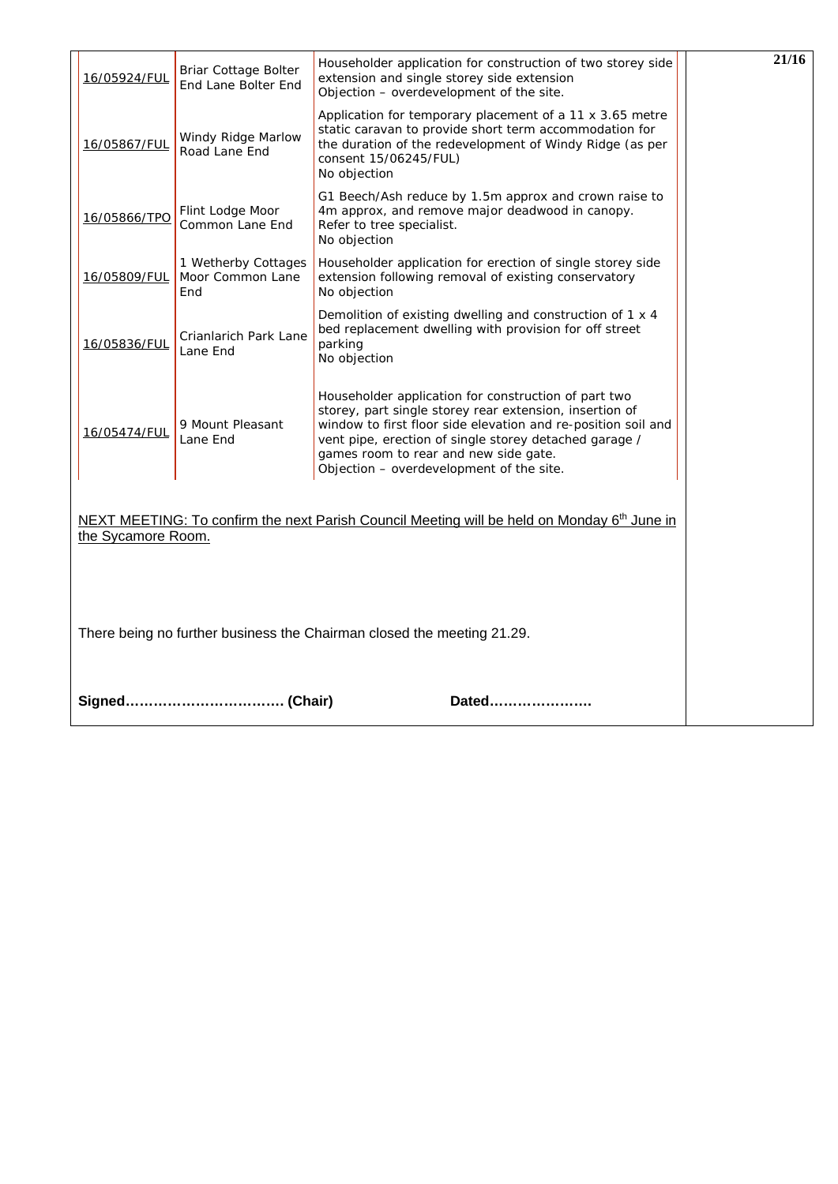| | | |
|---|---|---|
| 16/05924/FUL | Briar Cottage Bolter End Lane Bolter End | Householder application for construction of two storey side extension and single storey side extension<br>Objection – overdevelopment of the site. |
| 16/05867/FUL | Windy Ridge Marlow Road Lane End | Application for temporary placement of a 11 x 3.65 metre static caravan to provide short term accommodation for the duration of the redevelopment of Windy Ridge (as per consent 15/06245/FUL)<br>No objection |
| 16/05866/TPO | Flint Lodge Moor Common Lane End | G1 Beech/Ash reduce by 1.5m approx and crown raise to 4m approx, and remove major deadwood in canopy.<br>Refer to tree specialist.<br>No objection |
| 16/05809/FUL | 1 Wetherby Cottages Moor Common Lane End | Householder application for erection of single storey side extension following removal of existing conservatory<br>No objection |
| 16/05836/FUL | Crianlarich Park Lane Lane End | Demolition of existing dwelling and construction of 1 x 4 bed replacement dwelling with provision for off street parking<br>No objection |
| 16/05474/FUL | 9 Mount Pleasant Lane End | Householder application for construction of part two storey, part single storey rear extension, insertion of window to first floor side elevation and re-position soil and vent pipe, erection of single storey detached garage / games room to rear and new side gate.<br>Objection – overdevelopment of the site. |

NEXT MEETING: To confirm the next Parish Council Meeting will be held on Monday 6th June in the Sycamore Room.

There being no further business the Chairman closed the meeting 21.29.

**Signed……………………………. (Chair)** **Dated………………….**